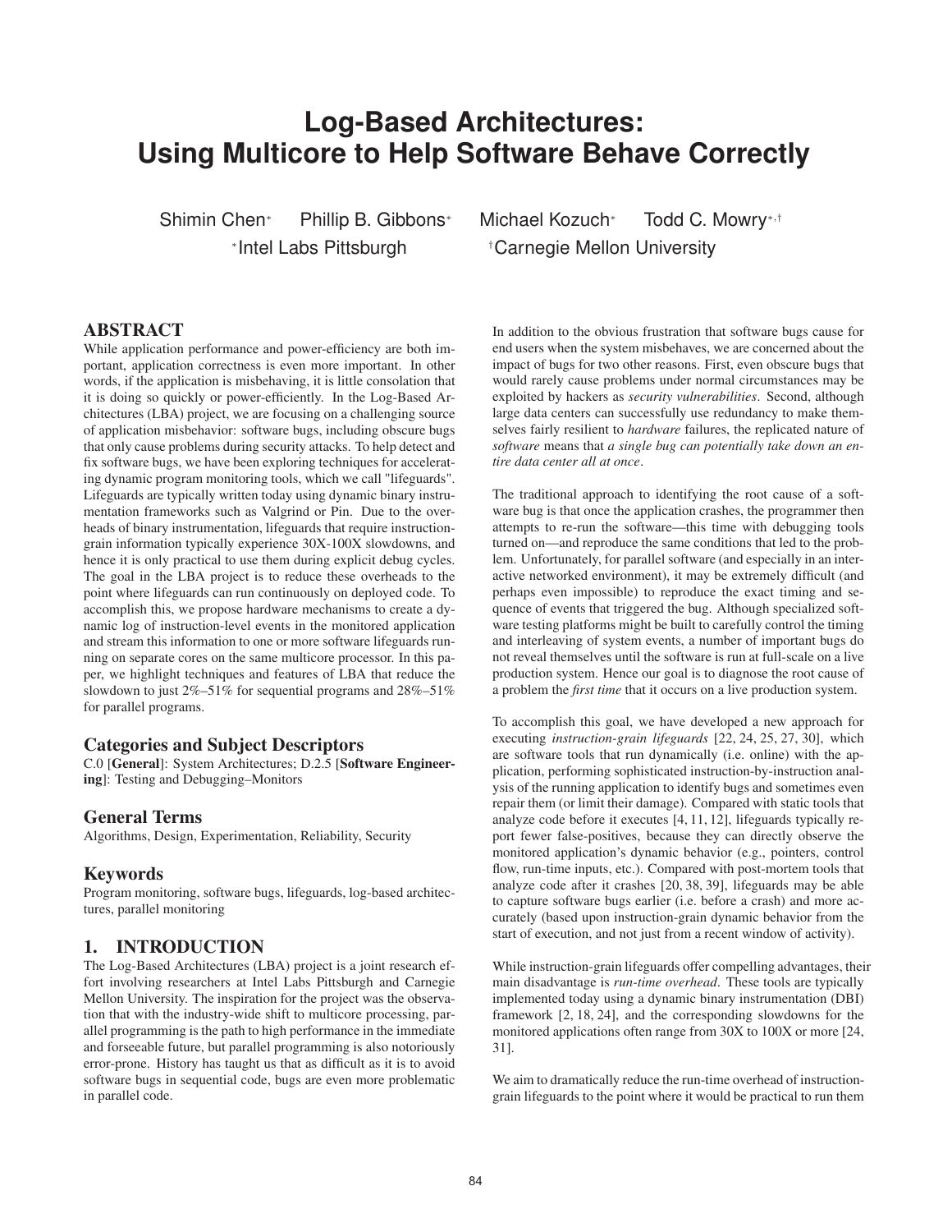# Log-Based Architectures: Using Multicore to Help Software Behave Correctly

Shimin Chen* Phillip B. Gibbons* Michael Kozuch* Todd C. Mowry*,†

*Intel Labs Pittsburgh †Carnegie Mellon University

## ABSTRACT

While application performance and power-efficiency are both important, application correctness is even more important. In other words, if the application is misbehaving, it is little consolation that it is doing so quickly or power-efficiently. In the Log-Based Architectures (LBA) project, we are focusing on a challenging source of application misbehavior: software bugs, including obscure bugs that only cause problems during security attacks. To help detect and fix software bugs, we have been exploring techniques for accelerating dynamic program monitoring tools, which we call "lifeguards". Lifeguards are typically written today using dynamic binary instrumentation frameworks such as Valgrind or Pin. Due to the overheads of binary instrumentation, lifeguards that require instruction-grain information typically experience 30X-100X slowdowns, and hence it is only practical to use them during explicit debug cycles. The goal in the LBA project is to reduce these overheads to the point where lifeguards can run continuously on deployed code. To accomplish this, we propose hardware mechanisms to create a dynamic log of instruction-level events in the monitored application and stream this information to one or more software lifeguards running on separate cores on the same multicore processor. In this paper, we highlight techniques and features of LBA that reduce the slowdown to just 2%–51% for sequential programs and 28%–51% for parallel programs.

### Categories and Subject Descriptors

C.0 [**General**]: System Architectures; D.2.5 [**Software Engineering**]: Testing and Debugging–Monitors

### General Terms

Algorithms, Design, Experimentation, Reliability, Security

### Keywords

Program monitoring, software bugs, lifeguards, log-based architectures, parallel monitoring

## 1. INTRODUCTION

The Log-Based Architectures (LBA) project is a joint research effort involving researchers at Intel Labs Pittsburgh and Carnegie Mellon University. The inspiration for the project was the observation that with the industry-wide shift to multicore processing, parallel programming is the path to high performance in the immediate and forseeable future, but parallel programming is also notoriously error-prone. History has taught us that as difficult as it is to avoid software bugs in sequential code, bugs are even more problematic in parallel code.

In addition to the obvious frustration that software bugs cause for end users when the system misbehaves, we are concerned about the impact of bugs for two other reasons. First, even obscure bugs that would rarely cause problems under normal circumstances may be exploited by hackers as *security vulnerabilities*. Second, although large data centers can successfully use redundancy to make themselves fairly resilient to *hardware* failures, the replicated nature of *software* means that *a single bug can potentially take down an entire data center all at once*.

The traditional approach to identifying the root cause of a software bug is that once the application crashes, the programmer then attempts to re-run the software—this time with debugging tools turned on—and reproduce the same conditions that led to the problem. Unfortunately, for parallel software (and especially in an interactive networked environment), it may be extremely difficult (and perhaps even impossible) to reproduce the exact timing and sequence of events that triggered the bug. Although specialized software testing platforms might be built to carefully control the timing and interleaving of system events, a number of important bugs do not reveal themselves until the software is run at full-scale on a live production system. Hence our goal is to diagnose the root cause of a problem the *first time* that it occurs on a live production system.

To accomplish this goal, we have developed a new approach for executing *instruction-grain lifeguards* [22, 24, 25, 27, 30], which are software tools that run dynamically (i.e. online) with the application, performing sophisticated instruction-by-instruction analysis of the running application to identify bugs and sometimes even repair them (or limit their damage). Compared with static tools that analyze code before it executes [4, 11, 12], lifeguards typically report fewer false-positives, because they can directly observe the monitored application's dynamic behavior (e.g., pointers, control flow, run-time inputs, etc.). Compared with post-mortem tools that analyze code after it crashes [20, 38, 39], lifeguards may be able to capture software bugs earlier (i.e. before a crash) and more accurately (based upon instruction-grain dynamic behavior from the start of execution, and not just from a recent window of activity).

While instruction-grain lifeguards offer compelling advantages, their main disadvantage is *run-time overhead*. These tools are typically implemented today using a dynamic binary instrumentation (DBI) framework [2, 18, 24], and the corresponding slowdowns for the monitored applications often range from 30X to 100X or more [24, 31].

We aim to dramatically reduce the run-time overhead of instruction-grain lifeguards to the point where it would be practical to run them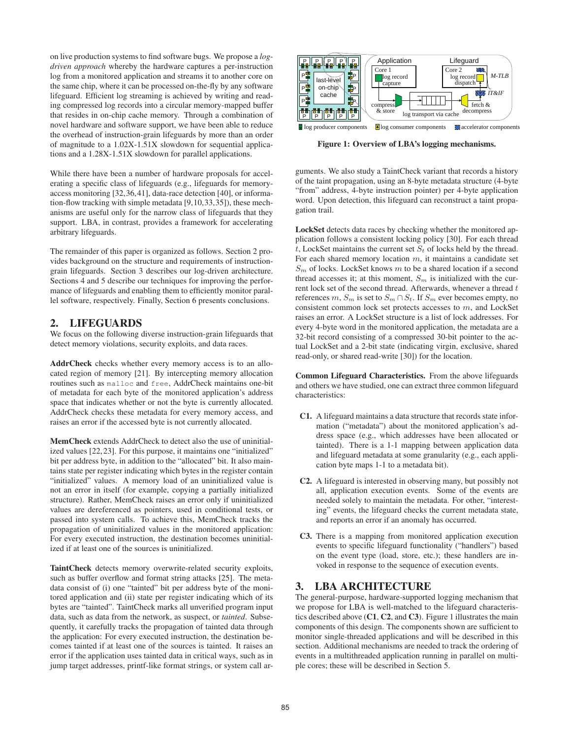on live production systems to find software bugs. We propose a *log-driven approach* whereby the hardware captures a per-instruction log from a monitored application and streams it to another core on the same chip, where it can be processed on-the-fly by any software lifeguard. Efficient log streaming is achieved by writing and reading compressed log records into a circular memory-mapped buffer that resides in on-chip cache memory. Through a combination of novel hardware and software support, we have been able to reduce the overhead of instruction-grain lifeguards by more than an order of magnitude to a 1.02X-1.51X slowdown for sequential applications and a 1.28X-1.51X slowdown for parallel applications.

While there have been a number of hardware proposals for accelerating a specific class of lifeguards (e.g., lifeguards for memory-access monitoring [32,36,41], data-race detection [40], or information-flow tracking with simple metadata [9,10,33,35]), these mechanisms are useful only for the narrow class of lifeguards that they support. LBA, in contrast, provides a framework for accelerating arbitrary lifeguards.

The remainder of this paper is organized as follows. Section 2 provides background on the structure and requirements of instruction-grain lifeguards. Section 3 describes our log-driven architecture. Sections 4 and 5 describe our techniques for improving the performance of lifeguards and enabling them to efficiently monitor parallel software, respectively. Finally, Section 6 presents conclusions.

## 2. LIFEGUARDS

We focus on the following diverse instruction-grain lifeguards that detect memory violations, security exploits, and data races.

**AddrCheck** checks whether every memory access is to an allocated region of memory [21]. By intercepting memory allocation routines such as `malloc` and `free`, AddrCheck maintains one-bit of metadata for each byte of the monitored application's address space that indicates whether or not the byte is currently allocated. AddrCheck checks these metadata for every memory access, and raises an error if the accessed byte is not currently allocated.

**MemCheck** extends AddrCheck to detect also the use of uninitialized values [22,23]. For this purpose, it maintains one "initialized" bit per address byte, in addition to the "allocated" bit. It also maintains state per register indicating which bytes in the register contain "initialized" values. A memory load of an uninitialized value is not an error in itself (for example, copying a partially initialized structure). Rather, MemCheck raises an error only if uninitialized values are dereferenced as pointers, used in conditional tests, or passed into system calls. To achieve this, MemCheck tracks the propagation of uninitialized values in the monitored application: For every executed instruction, the destination becomes uninitialized if at least one of the sources is uninitialized.

**TaintCheck** detects memory overwrite-related security exploits, such as buffer overflow and format string attacks [25]. The metadata consist of (i) one "tainted" bit per address byte of the monitored application and (ii) state per register indicating which of its bytes are "tainted". TaintCheck marks all unverified program input data, such as data from the network, as suspect, or *tainted*. Subsequently, it carefully tracks the propagation of tainted data through the application: For every executed instruction, the destination becomes tainted if at least one of the sources is tainted. It raises an error if the application uses tainted data in critical ways, such as in jump target addresses, printf-like format strings, or system call arguments. We also study a TaintCheck variant that records a history of the taint propagation, using an 8-byte metadata structure (4-byte "from" address, 4-byte instruction pointer) per 4-byte application word. Upon detection, this lifeguard can reconstruct a taint propagation trail.

**LockSet** detects data races by checking whether the monitored application follows a consistent locking policy [30]. For each thread $t$, LockSet maintains the current set $S_t$ of locks held by the thread. For each shared memory location $m$, it maintains a candidate set $S_m$ of locks. LockSet knows $m$ to be a shared location if a second thread accesses it; at this moment, $S_m$ is initialized with the current lock set of the second thread. Afterwards, whenever a thread $t$ references $m$, $S_m$ is set to $S_m \cap S_t$. If $S_m$ ever becomes empty, no consistent common lock set protects accesses to $m$, and LockSet raises an error. A LockSet structure is a list of lock addresses. For every 4-byte word in the monitored application, the metadata are a 32-bit record consisting of a compressed 30-bit pointer to the actual LockSet and a 2-bit state (indicating virgin, exclusive, shared read-only, or shared read-write [30]) for the location.

**Common Lifeguard Characteristics.** From the above lifeguards and others we have studied, one can extract three common lifeguard characteristics:

- **C1.** A lifeguard maintains a data structure that records state information ("metadata") about the monitored application's address space (e.g., which addresses have been allocated or tainted). There is a 1-1 mapping between application data and lifeguard metadata at some granularity (e.g., each application byte maps 1-1 to a metadata bit).
- **C2.** A lifeguard is interested in observing many, but possibly not all, application execution events. Some of the events are needed solely to maintain the metadata. For other, "interesting" events, the lifeguard checks the current metadata state, and reports an error if an anomaly has occurred.
- **C3.** There is a mapping from monitored application execution events to specific lifeguard functionality ("handlers") based on the event type (load, store, etc.); these handlers are invoked in response to the sequence of execution events.

## 3. LBA ARCHITECTURE

The general-purpose, hardware-supported logging mechanism that we propose for LBA is well-matched to the lifeguard characteristics described above (**C1**, **C2**, and **C3**). Figure 1 illustrates the main components of this design. The components shown are sufficient to monitor single-threaded applications and will be described in this section. Additional mechanisms are needed to track the ordering of events in a multithreaded application running in parallel on multiple cores; these will be described in Section 5.

**Figure 1: Overview of LBA's logging mechanisms.**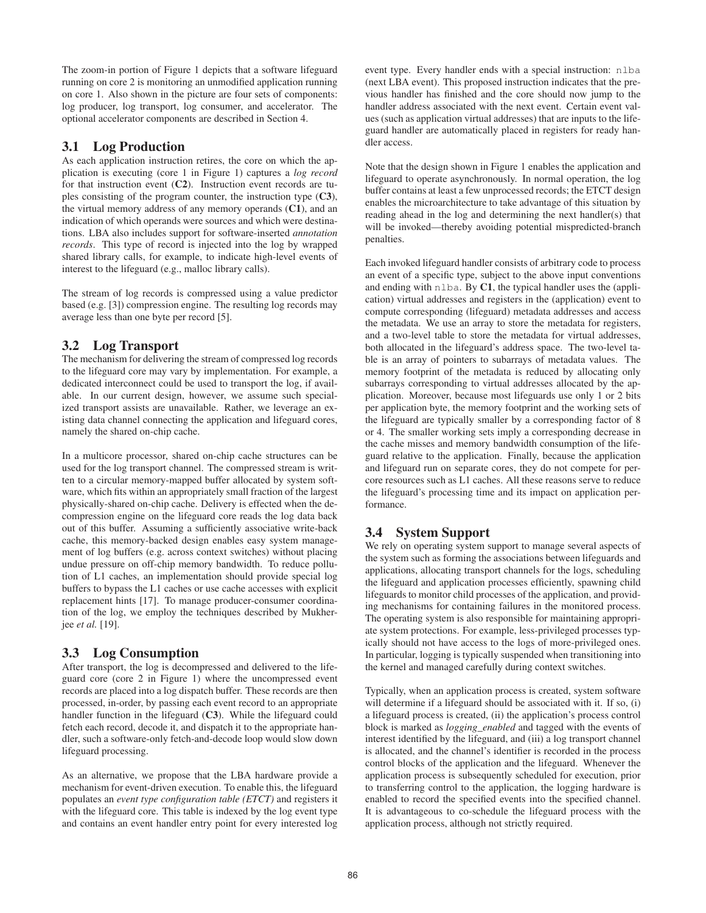The zoom-in portion of Figure 1 depicts that a software lifeguard running on core 2 is monitoring an unmodified application running on core 1. Also shown in the picture are four sets of components: log producer, log transport, log consumer, and accelerator. The optional accelerator components are described in Section 4.

### 3.1 Log Production

As each application instruction retires, the core on which the application is executing (core 1 in Figure 1) captures a *log record* for that instruction event (**C2**). Instruction event records are tuples consisting of the program counter, the instruction type (**C3**), the virtual memory address of any memory operands (**C1**), and an indication of which operands were sources and which were destinations. LBA also includes support for software-inserted *annotation records*. This type of record is injected into the log by wrapped shared library calls, for example, to indicate high-level events of interest to the lifeguard (e.g., malloc library calls).

The stream of log records is compressed using a value predictor based (e.g. [3]) compression engine. The resulting log records may average less than one byte per record [5].

### 3.2 Log Transport

The mechanism for delivering the stream of compressed log records to the lifeguard core may vary by implementation. For example, a dedicated interconnect could be used to transport the log, if available. In our current design, however, we assume such specialized transport assists are unavailable. Rather, we leverage an existing data channel connecting the application and lifeguard cores, namely the shared on-chip cache.

In a multicore processor, shared on-chip cache structures can be used for the log transport channel. The compressed stream is written to a circular memory-mapped buffer allocated by system software, which fits within an appropriately small fraction of the largest physically-shared on-chip cache. Delivery is effected when the decompression engine on the lifeguard core reads the log data back out of this buffer. Assuming a sufficiently associative write-back cache, this memory-backed design enables easy system management of log buffers (e.g. across context switches) without placing undue pressure on off-chip memory bandwidth. To reduce pollution of L1 caches, an implementation should provide special log buffers to bypass the L1 caches or use cache accesses with explicit replacement hints [17]. To manage producer-consumer coordination of the log, we employ the techniques described by Mukherjee *et al.* [19].

### 3.3 Log Consumption

After transport, the log is decompressed and delivered to the lifeguard core (core 2 in Figure 1) where the uncompressed event records are placed into a log dispatch buffer. These records are then processed, in-order, by passing each event record to an appropriate handler function in the lifeguard (**C3**). While the lifeguard could fetch each record, decode it, and dispatch it to the appropriate handler, such a software-only fetch-and-decode loop would slow down lifeguard processing.

As an alternative, we propose that the LBA hardware provide a mechanism for event-driven execution. To enable this, the lifeguard populates an *event type configuration table (ETCT)* and registers it with the lifeguard core. This table is indexed by the log event type and contains an event handler entry point for every interested log event type. Every handler ends with a special instruction: `nlba` (next LBA event). This proposed instruction indicates that the previous handler has finished and the core should now jump to the handler address associated with the next event. Certain event values (such as application virtual addresses) that are inputs to the lifeguard handler are automatically placed in registers for ready handler access.

Note that the design shown in Figure 1 enables the application and lifeguard to operate asynchronously. In normal operation, the log buffer contains at least a few unprocessed records; the ETCT design enables the microarchitecture to take advantage of this situation by reading ahead in the log and determining the next handler(s) that will be invoked—thereby avoiding potential mispredicted-branch penalties.

Each invoked lifeguard handler consists of arbitrary code to process an event of a specific type, subject to the above input conventions and ending with `nlba`. By **C1**, the typical handler uses the (application) virtual addresses and registers in the (application) event to compute corresponding (lifeguard) metadata addresses and access the metadata. We use an array to store the metadata for registers, and a two-level table to store the metadata for virtual addresses, both allocated in the lifeguard's address space. The two-level table is an array of pointers to subarrays of metadata values. The memory footprint of the metadata is reduced by allocating only subarrays corresponding to virtual addresses allocated by the application. Moreover, because most lifeguards use only 1 or 2 bits per application byte, the memory footprint and the working sets of the lifeguard are typically smaller by a corresponding factor of 8 or 4. The smaller working sets imply a corresponding decrease in the cache misses and memory bandwidth consumption of the lifeguard relative to the application. Finally, because the application and lifeguard run on separate cores, they do not compete for per-core resources such as L1 caches. All these reasons serve to reduce the lifeguard's processing time and its impact on application performance.

### 3.4 System Support

We rely on operating system support to manage several aspects of the system such as forming the associations between lifeguards and applications, allocating transport channels for the logs, scheduling the lifeguard and application processes efficiently, spawning child lifeguards to monitor child processes of the application, and providing mechanisms for containing failures in the monitored process. The operating system is also responsible for maintaining appropriate system protections. For example, less-privileged processes typically should not have access to the logs of more-privileged ones. In particular, logging is typically suspended when transitioning into the kernel and managed carefully during context switches.

Typically, when an application process is created, system software will determine if a lifeguard should be associated with it. If so, (i) a lifeguard process is created, (ii) the application's process control block is marked as *logging_enabled* and tagged with the events of interest identified by the lifeguard, and (iii) a log transport channel is allocated, and the channel's identifier is recorded in the process control blocks of the application and the lifeguard. Whenever the application process is subsequently scheduled for execution, prior to transferring control to the application, the logging hardware is enabled to record the specified events into the specified channel. It is advantageous to co-schedule the lifeguard process with the application process, although not strictly required.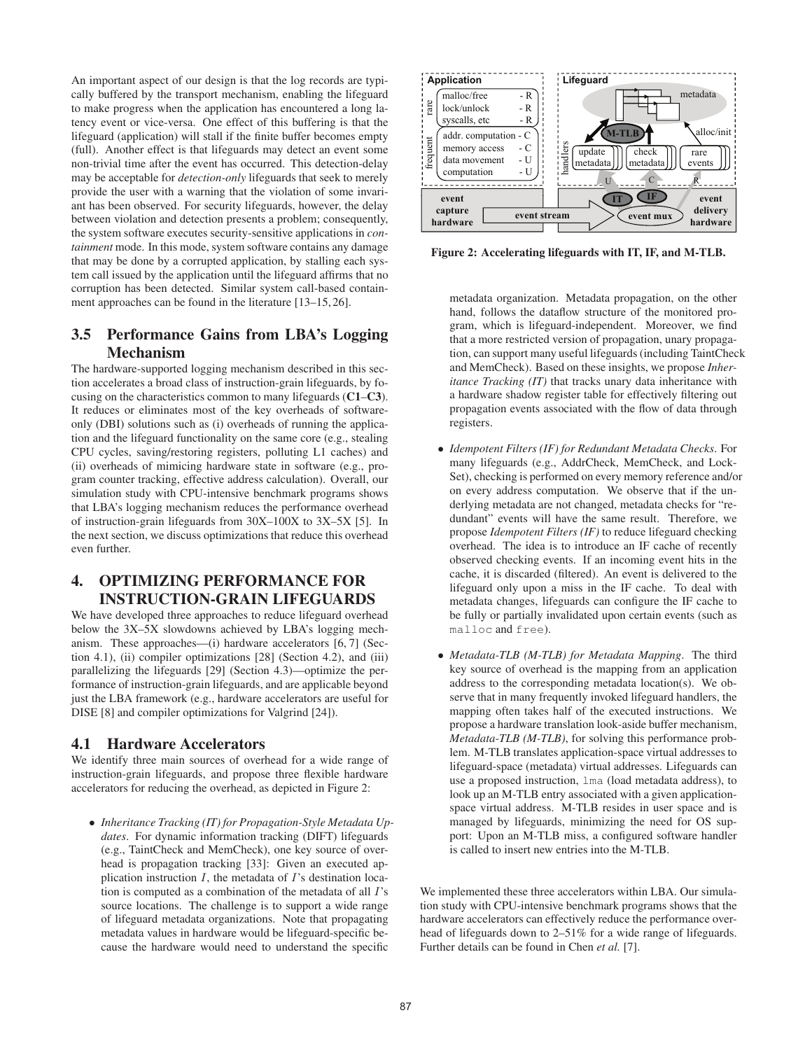An important aspect of our design is that the log records are typically buffered by the transport mechanism, enabling the lifeguard to make progress when the application has encountered a long latency event or vice-versa. One effect of this buffering is that the lifeguard (application) will stall if the finite buffer becomes empty (full). Another effect is that lifeguards may detect an event some non-trivial time after the event has occurred. This detection-delay may be acceptable for *detection-only* lifeguards that seek to merely provide the user with a warning that the violation of some invariant has been observed. For security lifeguards, however, the delay between violation and detection presents a problem; consequently, the system software executes security-sensitive applications in *containment* mode. In this mode, system software contains any damage that may be done by a corrupted application, by stalling each system call issued by the application until the lifeguard affirms that no corruption has been detected. Similar system call-based containment approaches can be found in the literature [13–15, 26].

## 3.5 Performance Gains from LBA's Logging Mechanism

The hardware-supported logging mechanism described in this section accelerates a broad class of instruction-grain lifeguards, by focusing on the characteristics common to many lifeguards (**C1**–**C3**). It reduces or eliminates most of the key overheads of software-only (DBI) solutions such as (i) overheads of running the application and the lifeguard functionality on the same core (e.g., stealing CPU cycles, saving/restoring registers, polluting L1 caches) and (ii) overheads of mimicing hardware state in software (e.g., program counter tracking, effective address calculation). Overall, our simulation study with CPU-intensive benchmark programs shows that LBA's logging mechanism reduces the performance overhead of instruction-grain lifeguards from 30X–100X to 3X–5X [5]. In the next section, we discuss optimizations that reduce this overhead even further.

# 4. OPTIMIZING PERFORMANCE FOR INSTRUCTION-GRAIN LIFEGUARDS

We have developed three approaches to reduce lifeguard overhead below the 3X–5X slowdowns achieved by LBA's logging mechanism. These approaches—(i) hardware accelerators [6, 7] (Section 4.1), (ii) compiler optimizations [28] (Section 4.2), and (iii) parallelizing the lifeguards [29] (Section 4.3)—optimize the performance of instruction-grain lifeguards, and are applicable beyond just the LBA framework (e.g., hardware accelerators are useful for DISE [8] and compiler optimizations for Valgrind [24]).

## 4.1 Hardware Accelerators

We identify three main sources of overhead for a wide range of instruction-grain lifeguards, and propose three flexible hardware accelerators for reducing the overhead, as depicted in Figure 2:

- *Inheritance Tracking (IT) for Propagation-Style Metadata Updates*. For dynamic information tracking (DIFT) lifeguards (e.g., TaintCheck and MemCheck), one key source of overhead is propagation tracking [33]: Given an executed application instruction $I$, the metadata of $I$'s destination location is computed as a combination of the metadata of all $I$'s source locations. The challenge is to support a wide range of lifeguard metadata organizations. Note that propagating metadata values in hardware would be lifeguard-specific because the hardware would need to understand the specific metadata organization. Metadata propagation, on the other hand, follows the dataflow structure of the monitored program, which is lifeguard-independent. Moreover, we find that a more restricted version of propagation, unary propagation, can support many useful lifeguards (including TaintCheck and MemCheck). Based on these insights, we propose *Inheritance Tracking (IT)* that tracks unary data inheritance with a hardware shadow register table for effectively filtering out propagation events associated with the flow of data through registers.

- *Idempotent Filters (IF) for Redundant Metadata Checks*. For many lifeguards (e.g., AddrCheck, MemCheck, and LockSet), checking is performed on every memory reference and/or on every address computation. We observe that if the underlying metadata are not changed, metadata checks for "redundant" events will have the same result. Therefore, we propose *Idempotent Filters (IF)* to reduce lifeguard checking overhead. The idea is to introduce an IF cache of recently observed checking events. If an incoming event hits in the cache, it is discarded (filtered). An event is delivered to the lifeguard only upon a miss in the IF cache. To deal with metadata changes, lifeguards can configure the IF cache to be fully or partially invalidated upon certain events (such as `malloc` and `free`).

- *Metadata-TLB (M-TLB) for Metadata Mapping*. The third key source of overhead is the mapping from an application address to the corresponding metadata location(s). We observe that in many frequently invoked lifeguard handlers, the mapping often takes half of the executed instructions. We propose a hardware translation look-aside buffer mechanism, *Metadata-TLB (M-TLB)*, for solving this performance problem. M-TLB translates application-space virtual addresses to lifeguard-space (metadata) virtual addresses. Lifeguards can use a proposed instruction, `lma` (load metadata address), to look up an M-TLB entry associated with a given application-space virtual address. M-TLB resides in user space and is managed by lifeguards, minimizing the need for OS support: Upon an M-TLB miss, a configured software handler is called to insert new entries into the M-TLB.

Application
rare
malloc/free - R
lock/unlock - R
syscalls, etc - R
frequent
addr. computation - C
memory access - C
data movement - U
computation - U
Lifeguard
metadata
M-TLB
alloc/init
handlers
update metadata
check metadata
rare events
U
C
R
IT
IF
event capture hardware
event stream
event mux
event delivery hardware

**Figure 2: Accelerating lifeguards with IT, IF, and M-TLB.**

We implemented these three accelerators within LBA. Our simulation study with CPU-intensive benchmark programs shows that the hardware accelerators can effectively reduce the performance overhead of lifeguards down to 2–51% for a wide range of lifeguards. Further details can be found in Chen *et al.* [7].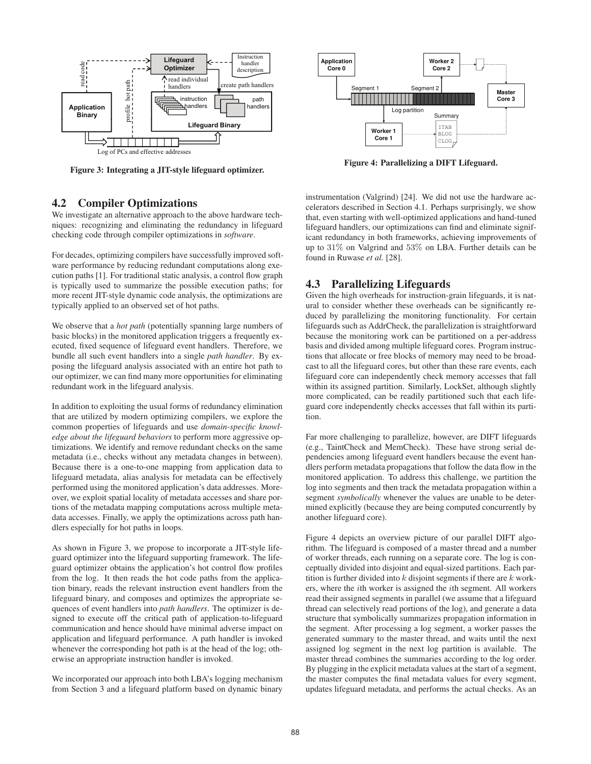Figure 3: Integrating a JIT-style lifeguard optimizer.

Figure 4: Parallelizing a DIFT Lifeguard.

## 4.2 Compiler Optimizations

We investigate an alternative approach to the above hardware techniques: recognizing and eliminating the redundancy in lifeguard checking code through compiler optimizations in *software*.

For decades, optimizing compilers have successfully improved software performance by reducing redundant computations along execution paths [1]. For traditional static analysis, a control flow graph is typically used to summarize the possible execution paths; for more recent JIT-style dynamic code analysis, the optimizations are typically applied to an observed set of hot paths.

We observe that a *hot path* (potentially spanning large numbers of basic blocks) in the monitored application triggers a frequently executed, fixed sequence of lifeguard event handlers. Therefore, we bundle all such event handlers into a single *path handler*. By exposing the lifeguard analysis associated with an entire hot path to our optimizer, we can find many more opportunities for eliminating redundant work in the lifeguard analysis.

In addition to exploiting the usual forms of redundancy elimination that are utilized by modern optimizing compilers, we explore the common properties of lifeguards and use *domain-specific knowledge about the lifeguard behaviors* to perform more aggressive optimizations. We identify and remove redundant checks on the same metadata (i.e., checks without any metadata changes in between). Because there is a one-to-one mapping from application data to lifeguard metadata, alias analysis for metadata can be effectively performed using the monitored application's data addresses. Moreover, we exploit spatial locality of metadata accesses and share portions of the metadata mapping computations across multiple metadata accesses. Finally, we apply the optimizations across path handlers especially for hot paths in loops.

As shown in Figure 3, we propose to incorporate a JIT-style lifeguard optimizer into the lifeguard supporting framework. The lifeguard optimizer obtains the application's hot control flow profiles from the log. It then reads the hot code paths from the application binary, reads the relevant instruction event handlers from the lifeguard binary, and composes and optimizes the appropriate sequences of event handlers into *path handlers*. The optimizer is designed to execute off the critical path of application-to-lifeguard communication and hence should have minimal adverse impact on application and lifeguard performance. A path handler is invoked whenever the corresponding hot path is at the head of the log; otherwise an appropriate instruction handler is invoked.

We incorporated our approach into both LBA's logging mechanism from Section 3 and a lifeguard platform based on dynamic binary instrumentation (Valgrind) [24]. We did not use the hardware accelerators described in Section 4.1. Perhaps surprisingly, we show that, even starting with well-optimized applications and hand-tuned lifeguard handlers, our optimizations can find and eliminate significant redundancy in both frameworks, achieving improvements of up to 31% on Valgrind and 53% on LBA. Further details can be found in Ruwase *et al.* [28].

## 4.3 Parallelizing Lifeguards

Given the high overheads for instruction-grain lifeguards, it is natural to consider whether these overheads can be significantly reduced by parallelizing the monitoring functionality. For certain lifeguards such as AddrCheck, the parallelization is straightforward because the monitoring work can be partitioned on a per-address basis and divided among multiple lifeguard cores. Program instructions that allocate or free blocks of memory may need to be broadcast to all the lifeguard cores, but other than these rare events, each lifeguard core can independently check memory accesses that fall within its assigned partition. Similarly, LockSet, although slightly more complicated, can be readily partitioned such that each lifeguard core independently checks accesses that fall within its partition.

Far more challenging to parallelize, however, are DIFT lifeguards (e.g., TaintCheck and MemCheck). These have strong serial dependencies among lifeguard event handlers because the event handlers perform metadata propagations that follow the data flow in the monitored application. To address this challenge, we partition the log into segments and then track the metadata propagation within a segment *symbolically* whenever the values are unable to be determined explicitly (because they are being computed concurrently by another lifeguard core).

Figure 4 depicts an overview picture of our parallel DIFT algorithm. The lifeguard is composed of a master thread and a number of worker threads, each running on a separate core. The log is conceptually divided into disjoint and equal-sized partitions. Each partition is further divided into $k$ disjoint segments if there are $k$ workers, where the $i$th worker is assigned the $i$th segment. All workers read their assigned segments in parallel (we assume that a lifeguard thread can selectively read portions of the log), and generate a data structure that symbolically summarizes propagation information in the segment. After processing a log segment, a worker passes the generated summary to the master thread, and waits until the next assigned log segment in the next log partition is available. The master thread combines the summaries according to the log order. By plugging in the explicit metadata values at the start of a segment, the master computes the final metadata values for every segment, updates lifeguard metadata, and performs the actual checks. As an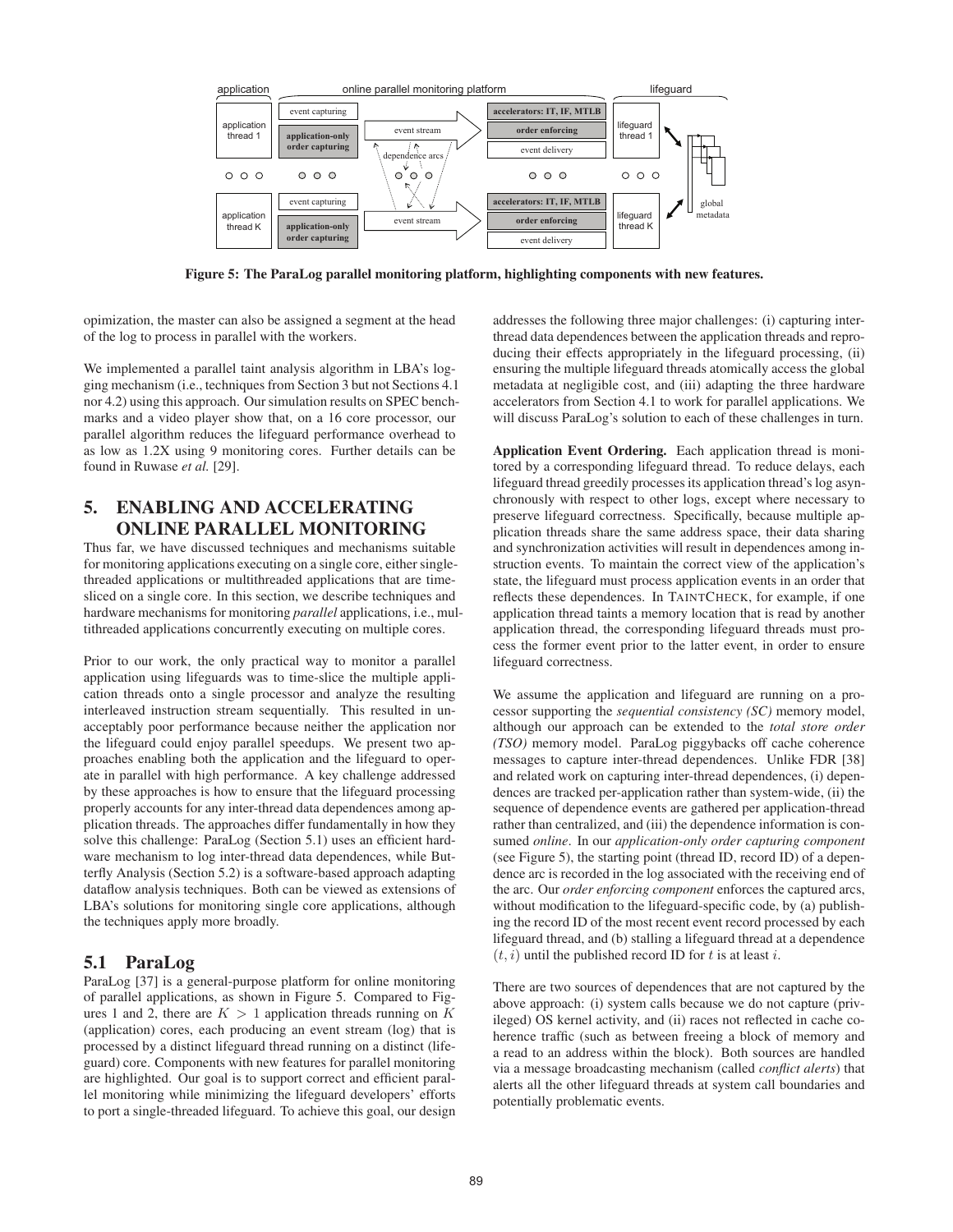application

online parallel monitoring platform

lifeguard

application thread 1

event capturing

application-only order capturing

event stream

dependence arcs

accelerators: IT, IF, MTLB

order enforcing

event delivery

lifeguard thread 1

application thread K

event capturing

application-only order capturing

event stream

accelerators: IT, IF, MTLB

order enforcing

event delivery

lifeguard thread K

global metadata

**Figure 5: The ParaLog parallel monitoring platform, highlighting components with new features.**

opimization, the master can also be assigned a segment at the head of the log to process in parallel with the workers.

We implemented a parallel taint analysis algorithm in LBA's logging mechanism (i.e., techniques from Section 3 but not Sections 4.1 nor 4.2) using this approach. Our simulation results on SPEC benchmarks and a video player show that, on a 16 core processor, our parallel algorithm reduces the lifeguard performance overhead to as low as 1.2X using 9 monitoring cores. Further details can be found in Ruwase *et al.* [29].

## 5. ENABLING AND ACCELERATING ONLINE PARALLEL MONITORING

Thus far, we have discussed techniques and mechanisms suitable for monitoring applications executing on a single core, either single-threaded applications or multithreaded applications that are time-sliced on a single core. In this section, we describe techniques and hardware mechanisms for monitoring *parallel* applications, i.e., multithreaded applications concurrently executing on multiple cores.

Prior to our work, the only practical way to monitor a parallel application using lifeguards was to time-slice the multiple application threads onto a single processor and analyze the resulting interleaved instruction stream sequentially. This resulted in unacceptably poor performance because neither the application nor the lifeguard could enjoy parallel speedups. We present two approaches enabling both the application and the lifeguard to operate in parallel with high performance. A key challenge addressed by these approaches is how to ensure that the lifeguard processing properly accounts for any inter-thread data dependences among application threads. The approaches differ fundamentally in how they solve this challenge: ParaLog (Section 5.1) uses an efficient hardware mechanism to log inter-thread data dependences, while Butterfly Analysis (Section 5.2) is a software-based approach adapting dataflow analysis techniques. Both can be viewed as extensions of LBA's solutions for monitoring single core applications, although the techniques apply more broadly.

### 5.1 ParaLog

ParaLog [37] is a general-purpose platform for online monitoring of parallel applications, as shown in Figure 5. Compared to Figures 1 and 2, there are $K > 1$ application threads running on $K$ (application) cores, each producing an event stream (log) that is processed by a distinct lifeguard thread running on a distinct (lifeguard) core. Components with new features for parallel monitoring are highlighted. Our goal is to support correct and efficient parallel monitoring while minimizing the lifeguard developers' efforts to port a single-threaded lifeguard. To achieve this goal, our design addresses the following three major challenges: (i) capturing inter-thread data dependences between the application threads and reproducing their effects appropriately in the lifeguard processing, (ii) ensuring the multiple lifeguard threads atomically access the global metadata at negligible cost, and (iii) adapting the three hardware accelerators from Section 4.1 to work for parallel applications. We will discuss ParaLog's solution to each of these challenges in turn.

**Application Event Ordering.** Each application thread is monitored by a corresponding lifeguard thread. To reduce delays, each lifeguard thread greedily processes its application thread's log asynchronously with respect to other logs, except where necessary to preserve lifeguard correctness. Specifically, because multiple application threads share the same address space, their data sharing and synchronization activities will result in dependences among instruction events. To maintain the correct view of the application's state, the lifeguard must process application events in an order that reflects these dependences. In TAINTCHECK, for example, if one application thread taints a memory location that is read by another application thread, the corresponding lifeguard threads must process the former event prior to the latter event, in order to ensure lifeguard correctness.

We assume the application and lifeguard are running on a processor supporting the *sequential consistency (SC)* memory model, although our approach can be extended to the *total store order (TSO)* memory model. ParaLog piggybacks off cache coherence messages to capture inter-thread dependences. Unlike FDR [38] and related work on capturing inter-thread dependences, (i) dependences are tracked per-application rather than system-wide, (ii) the sequence of dependence events are gathered per application-thread rather than centralized, and (iii) the dependence information is consumed *online*. In our *application-only order capturing component* (see Figure 5), the starting point (thread ID, record ID) of a dependence arc is recorded in the log associated with the receiving end of the arc. Our *order enforcing component* enforces the captured arcs, without modification to the lifeguard-specific code, by (a) publishing the record ID of the most recent event record processed by each lifeguard thread, and (b) stalling a lifeguard thread at a dependence $(t, i)$ until the published record ID for $t$ is at least $i$.

There are two sources of dependences that are not captured by the above approach: (i) system calls because we do not capture (privileged) OS kernel activity, and (ii) races not reflected in cache coherence traffic (such as between freeing a block of memory and a read to an address within the block). Both sources are handled via a message broadcasting mechanism (called *conflict alerts*) that alerts all the other lifeguard threads at system call boundaries and potentially problematic events.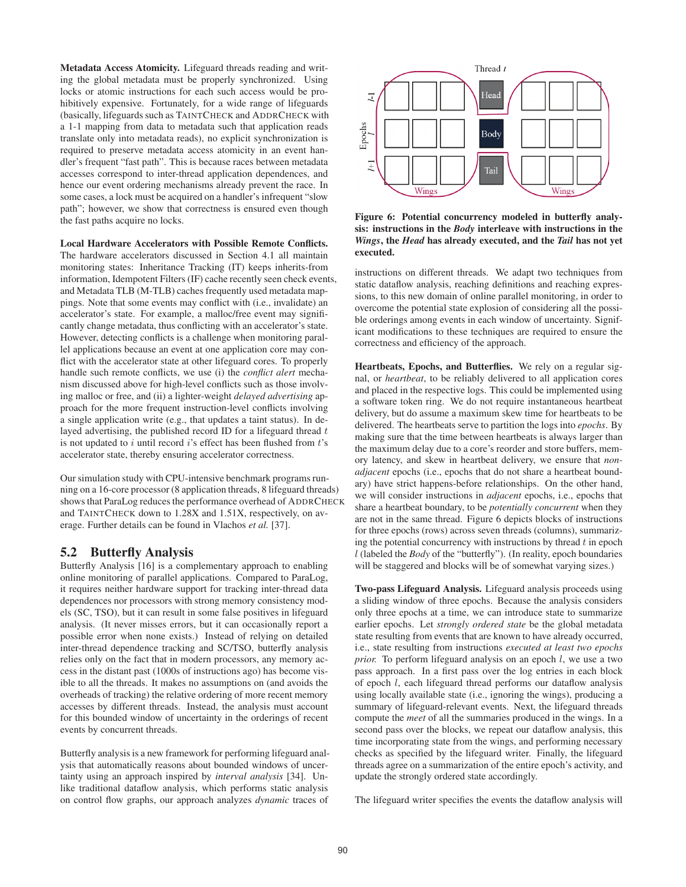**Metadata Access Atomicity.** Lifeguard threads reading and writing the global metadata must be properly synchronized. Using locks or atomic instructions for each such access would be prohibitively expensive. Fortunately, for a wide range of lifeguards (basically, lifeguards such as TAINTCHECK and ADDRCHECK with a 1-1 mapping from data to metadata such that application reads translate only into metadata reads), no explicit synchronization is required to preserve metadata access atomicity in an event handler's frequent "fast path". This is because races between metadata accesses correspond to inter-thread application dependences, and hence our event ordering mechanisms already prevent the race. In some cases, a lock must be acquired on a handler's infrequent "slow path"; however, we show that correctness is ensured even though the fast paths acquire no locks.

**Local Hardware Accelerators with Possible Remote Conflicts.** The hardware accelerators discussed in Section 4.1 all maintain monitoring states: Inheritance Tracking (IT) keeps inherits-from information, Idempotent Filters (IF) cache recently seen check events, and Metadata TLB (M-TLB) caches frequently used metadata mappings. Note that some events may conflict with (i.e., invalidate) an accelerator's state. For example, a malloc/free event may significantly change metadata, thus conflicting with an accelerator's state. However, detecting conflicts is a challenge when monitoring parallel applications because an event at one application core may conflict with the accelerator state at other lifeguard cores. To properly handle such remote conflicts, we use (i) the *conflict alert* mechanism discussed above for high-level conflicts such as those involving malloc or free, and (ii) a lighter-weight *delayed advertising* approach for the more frequent instruction-level conflicts involving a single application write (e.g., that updates a taint status). In delayed advertising, the published record ID for a lifeguard thread $t$ is not updated to $i$ until record $i$'s effect has been flushed from $t$'s accelerator state, thereby ensuring accelerator correctness.

Our simulation study with CPU-intensive benchmark programs running on a 16-core processor (8 application threads, 8 lifeguard threads) shows that ParaLog reduces the performance overhead of ADDRCHECK and TAINTCHECK down to 1.28X and 1.51X, respectively, on average. Further details can be found in Vlachos *et al.* [37].

## 5.2 Butterfly Analysis

Butterfly Analysis [16] is a complementary approach to enabling online monitoring of parallel applications. Compared to ParaLog, it requires neither hardware support for tracking inter-thread data dependences nor processors with strong memory consistency models (SC, TSO), but it can result in some false positives in lifeguard analysis. (It never misses errors, but it can occasionally report a possible error when none exists.) Instead of relying on detailed inter-thread dependence tracking and SC/TSO, butterfly analysis relies only on the fact that in modern processors, any memory access in the distant past (1000s of instructions ago) has become visible to all the threads. It makes no assumptions on (and avoids the overheads of tracking) the relative ordering of more recent memory accesses by different threads. Instead, the analysis must account for this bounded window of uncertainty in the orderings of recent events by concurrent threads.

Butterfly analysis is a new framework for performing lifeguard analysis that automatically reasons about bounded windows of uncertainty using an approach inspired by *interval analysis* [34]. Unlike traditional dataflow analysis, which performs static analysis on control flow graphs, our approach analyzes *dynamic* traces of instructions on different threads. We adapt two techniques from static dataflow analysis, reaching definitions and reaching expressions, to this new domain of online parallel monitoring, in order to overcome the potential state explosion of considering all the possible orderings among events in each window of uncertainty. Significant modifications to these techniques are required to ensure the correctness and efficiency of the approach.

**Figure 6: Potential concurrency modeled in butterfly analysis: instructions in the *Body* interleave with instructions in the *Wings*, the *Head* has already executed, and the *Tail* has not yet executed.**

**Heartbeats, Epochs, and Butterflies.** We rely on a regular signal, or *heartbeat*, to be reliably delivered to all application cores and placed in the respective logs. This could be implemented using a software token ring. We do not require instantaneous heartbeat delivery, but do assume a maximum skew time for heartbeats to be delivered. The heartbeats serve to partition the logs into *epochs*. By making sure that the time between heartbeats is always larger than the maximum delay due to a core's reorder and store buffers, memory latency, and skew in heartbeat delivery, we ensure that *non-adjacent* epochs (i.e., epochs that do not share a heartbeat boundary) have strict happens-before relationships. On the other hand, we will consider instructions in *adjacent* epochs, i.e., epochs that share a heartbeat boundary, to be *potentially concurrent* when they are not in the same thread. Figure 6 depicts blocks of instructions for three epochs (rows) across seven threads (columns), summarizing the potential concurrency with instructions by thread $t$ in epoch $l$ (labeled the *Body* of the "butterfly"). (In reality, epoch boundaries will be staggered and blocks will be of somewhat varying sizes.)

**Two-pass Lifeguard Analysis.** Lifeguard analysis proceeds using a sliding window of three epochs. Because the analysis considers only three epochs at a time, we can introduce state to summarize earlier epochs. Let *strongly ordered state* be the global metadata state resulting from events that are known to have already occurred, i.e., state resulting from instructions *executed at least two epochs prior.* To perform lifeguard analysis on an epoch $l$, we use a two pass approach. In a first pass over the log entries in each block of epoch $l$, each lifeguard thread performs our dataflow analysis using locally available state (i.e., ignoring the wings), producing a summary of lifeguard-relevant events. Next, the lifeguard threads compute the *meet* of all the summaries produced in the wings. In a second pass over the blocks, we repeat our dataflow analysis, this time incorporating state from the wings, and performing necessary checks as specified by the lifeguard writer. Finally, the lifeguard threads agree on a summarization of the entire epoch's activity, and update the strongly ordered state accordingly.

The lifeguard writer specifies the events the dataflow analysis will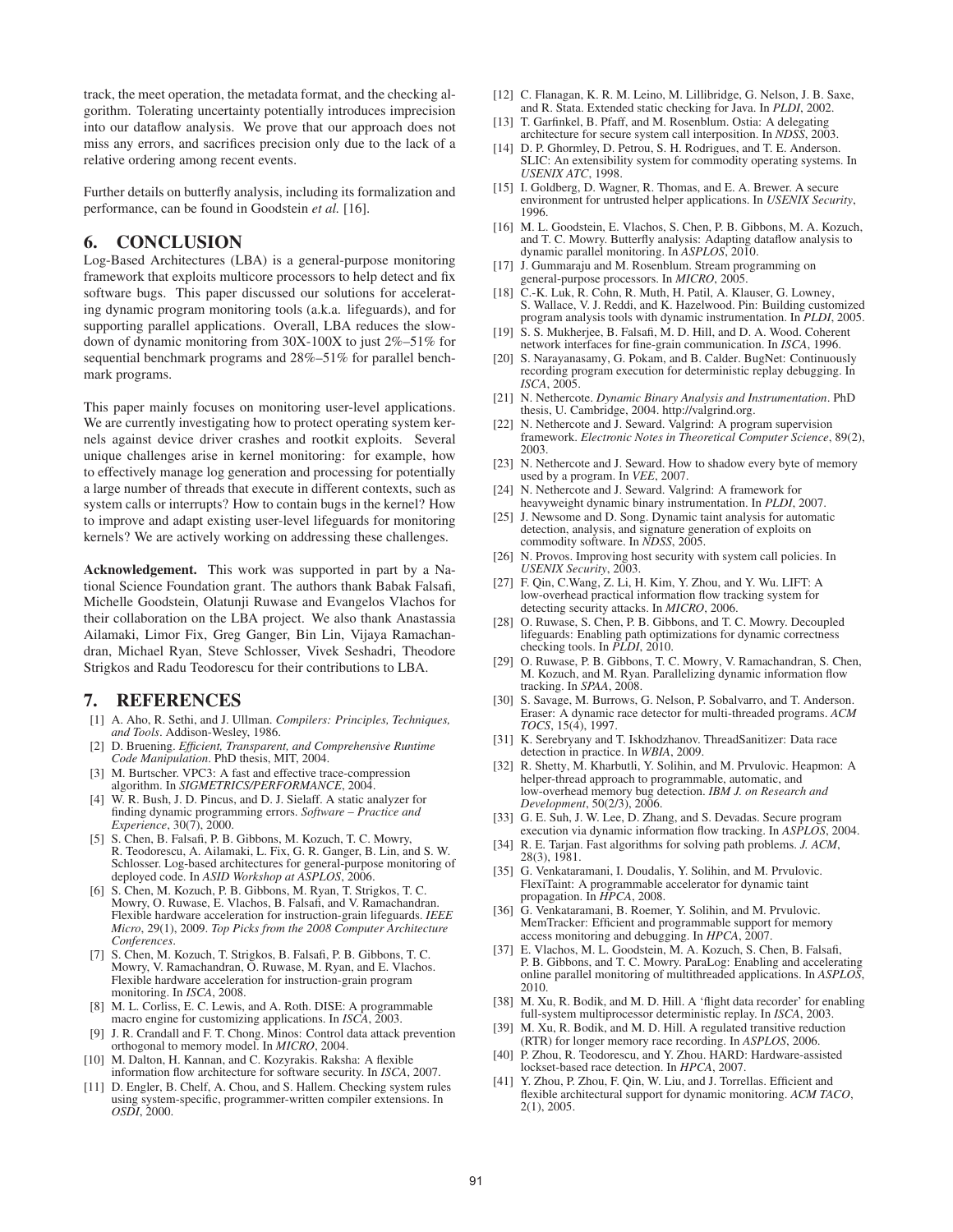track, the meet operation, the metadata format, and the checking algorithm. Tolerating uncertainty potentially introduces imprecision into our dataflow analysis. We prove that our approach does not miss any errors, and sacrifices precision only due to the lack of a relative ordering among recent events.

Further details on butterfly analysis, including its formalization and performance, can be found in Goodstein *et al.* [16].

## 6. CONCLUSION

Log-Based Architectures (LBA) is a general-purpose monitoring framework that exploits multicore processors to help detect and fix software bugs. This paper discussed our solutions for accelerating dynamic program monitoring tools (a.k.a. lifeguards), and for supporting parallel applications. Overall, LBA reduces the slowdown of dynamic monitoring from 30X-100X to just 2%–51% for sequential benchmark programs and 28%–51% for parallel benchmark programs.

This paper mainly focuses on monitoring user-level applications. We are currently investigating how to protect operating system kernels against device driver crashes and rootkit exploits. Several unique challenges arise in kernel monitoring: for example, how to effectively manage log generation and processing for potentially a large number of threads that execute in different contexts, such as system calls or interrupts? How to contain bugs in the kernel? How to improve and adapt existing user-level lifeguards for monitoring kernels? We are actively working on addressing these challenges.

**Acknowledgement.** This work was supported in part by a National Science Foundation grant. The authors thank Babak Falsafi, Michelle Goodstein, Olatunji Ruwase and Evangelos Vlachos for their collaboration on the LBA project. We also thank Anastassia Ailamaki, Limor Fix, Greg Ganger, Bin Lin, Vijaya Ramachandran, Michael Ryan, Steve Schlosser, Vivek Seshadri, Theodore Strigkos and Radu Teodorescu for their contributions to LBA.

## 7. REFERENCES

[1] A. Aho, R. Sethi, and J. Ullman. *Compilers: Principles, Techniques, and Tools*. Addison-Wesley, 1986.

[2] D. Bruening. *Efficient, Transparent, and Comprehensive Runtime Code Manipulation*. PhD thesis, MIT, 2004.

[3] M. Burtscher. VPC3: A fast and effective trace-compression algorithm. In *SIGMETRICS/PERFORMANCE*, 2004.

[4] W. R. Bush, J. D. Pincus, and D. J. Sielaff. A static analyzer for finding dynamic programming errors. *Software – Practice and Experience*, 30(7), 2000.

[5] S. Chen, B. Falsafi, P. B. Gibbons, M. Kozuch, T. C. Mowry, R. Teodorescu, A. Ailamaki, L. Fix, G. R. Ganger, B. Lin, and S. W. Schlosser. Log-based architectures for general-purpose monitoring of deployed code. In *ASID Workshop at ASPLOS*, 2006.

[6] S. Chen, M. Kozuch, P. B. Gibbons, M. Ryan, T. Strigkos, T. C. Mowry, O. Ruwase, E. Vlachos, B. Falsafi, and V. Ramachandran. Flexible hardware acceleration for instruction-grain lifeguards. *IEEE Micro*, 29(1), 2009. *Top Picks from the 2008 Computer Architecture Conferences*.

[7] S. Chen, M. Kozuch, T. Strigkos, B. Falsafi, P. B. Gibbons, T. C. Mowry, V. Ramachandran, O. Ruwase, M. Ryan, and E. Vlachos. Flexible hardware acceleration for instruction-grain program monitoring. In *ISCA*, 2008.

[8] M. L. Corliss, E. C. Lewis, and A. Roth. DISE: A programmable macro engine for customizing applications. In *ISCA*, 2003.

[9] J. R. Crandall and F. T. Chong. Minos: Control data attack prevention orthogonal to memory model. In *MICRO*, 2004.

[10] M. Dalton, H. Kannan, and C. Kozyrakis. Raksha: A flexible information flow architecture for software security. In *ISCA*, 2007.

[11] D. Engler, B. Chelf, A. Chou, and S. Hallem. Checking system rules using system-specific, programmer-written compiler extensions. In *OSDI*, 2000.

[12] C. Flanagan, K. R. M. Leino, M. Lillibridge, G. Nelson, J. B. Saxe, and R. Stata. Extended static checking for Java. In *PLDI*, 2002.

[13] T. Garfinkel, B. Pfaff, and M. Rosenblum. Ostia: A delegating architecture for secure system call interposition. In *NDSS*, 2003.

[14] D. P. Ghormley, D. Petrou, S. H. Rodrigues, and T. E. Anderson. SLIC: An extensibility system for commodity operating systems. In *USENIX ATC*, 1998.

[15] I. Goldberg, D. Wagner, R. Thomas, and E. A. Brewer. A secure environment for untrusted helper applications. In *USENIX Security*, 1996.

[16] M. L. Goodstein, E. Vlachos, S. Chen, P. B. Gibbons, M. A. Kozuch, and T. C. Mowry. Butterfly analysis: Adapting dataflow analysis to dynamic parallel monitoring. In *ASPLOS*, 2010.

[17] J. Gummaraju and M. Rosenblum. Stream programming on general-purpose processors. In *MICRO*, 2005.

[18] C.-K. Luk, R. Cohn, R. Muth, H. Patil, A. Klauser, G. Lowney, S. Wallace, V. J. Reddi, and K. Hazelwood. Pin: Building customized program analysis tools with dynamic instrumentation. In *PLDI*, 2005.

[19] S. S. Mukherjee, B. Falsafi, M. D. Hill, and D. A. Wood. Coherent network interfaces for fine-grain communication. In *ISCA*, 1996.

[20] S. Narayanasamy, G. Pokam, and B. Calder. BugNet: Continuously recording program execution for deterministic replay debugging. In *ISCA*, 2005.

[21] N. Nethercote. *Dynamic Binary Analysis and Instrumentation*. PhD thesis, U. Cambridge, 2004. http://valgrind.org.

[22] N. Nethercote and J. Seward. Valgrind: A program supervision framework. *Electronic Notes in Theoretical Computer Science*, 89(2), 2003.

[23] N. Nethercote and J. Seward. How to shadow every byte of memory used by a program. In *VEE*, 2007.

[24] N. Nethercote and J. Seward. Valgrind: A framework for heavyweight dynamic binary instrumentation. In *PLDI*, 2007.

[25] J. Newsome and D. Song. Dynamic taint analysis for automatic detection, analysis, and signature generation of exploits on commodity software. In *NDSS*, 2005.

[26] N. Provos. Improving host security with system call policies. In *USENIX Security*, 2003.

[27] F. Qin, C.Wang, Z. Li, H. Kim, Y. Zhou, and Y. Wu. LIFT: A low-overhead practical information flow tracking system for detecting security attacks. In *MICRO*, 2006.

[28] O. Ruwase, S. Chen, P. B. Gibbons, and T. C. Mowry. Decoupled lifeguards: Enabling path optimizations for dynamic correctness checking tools. In *PLDI*, 2010.

[29] O. Ruwase, P. B. Gibbons, T. C. Mowry, V. Ramachandran, S. Chen, M. Kozuch, and M. Ryan. Parallelizing dynamic information flow tracking. In *SPAA*, 2008.

[30] S. Savage, M. Burrows, G. Nelson, P. Sobalvarro, and T. Anderson. Eraser: A dynamic race detector for multi-threaded programs. *ACM TOCS*, 15(4), 1997.

[31] K. Serebryany and T. Iskhodzhanov. ThreadSanitizer: Data race detection in practice. In *WBIA*, 2009.

[32] R. Shetty, M. Kharbutli, Y. Solihin, and M. Prvulovic. Heapmon: A helper-thread approach to programmable, automatic, and low-overhead memory bug detection. *IBM J. on Research and Development*, 50(2/3), 2006.

[33] G. E. Suh, J. W. Lee, D. Zhang, and S. Devadas. Secure program execution via dynamic information flow tracking. In *ASPLOS*, 2004.

[34] R. E. Tarjan. Fast algorithms for solving path problems. *J. ACM*, 28(3), 1981.

[35] G. Venkataramani, I. Doudalis, Y. Solihin, and M. Prvulovic. FlexiTaint: A programmable accelerator for dynamic taint propagation. In *HPCA*, 2008.

[36] G. Venkataramani, B. Roemer, Y. Solihin, and M. Prvulovic. MemTracker: Efficient and programmable support for memory access monitoring and debugging. In *HPCA*, 2007.

[37] E. Vlachos, M. L. Goodstein, M. A. Kozuch, S. Chen, B. Falsafi, P. B. Gibbons, and T. C. Mowry. ParaLog: Enabling and accelerating online parallel monitoring of multithreaded applications. In *ASPLOS*, 2010.

[38] M. Xu, R. Bodik, and M. D. Hill. A 'flight data recorder' for enabling full-system multiprocessor deterministic replay. In *ISCA*, 2003.

[39] M. Xu, R. Bodik, and M. D. Hill. A regulated transitive reduction (RTR) for longer memory race recording. In *ASPLOS*, 2006.

[40] P. Zhou, R. Teodorescu, and Y. Zhou. HARD: Hardware-assisted lockset-based race detection. In *HPCA*, 2007.

[41] Y. Zhou, P. Zhou, F. Qin, W. Liu, and J. Torrellas. Efficient and flexible architectural support for dynamic monitoring. *ACM TACO*, 2(1), 2005.